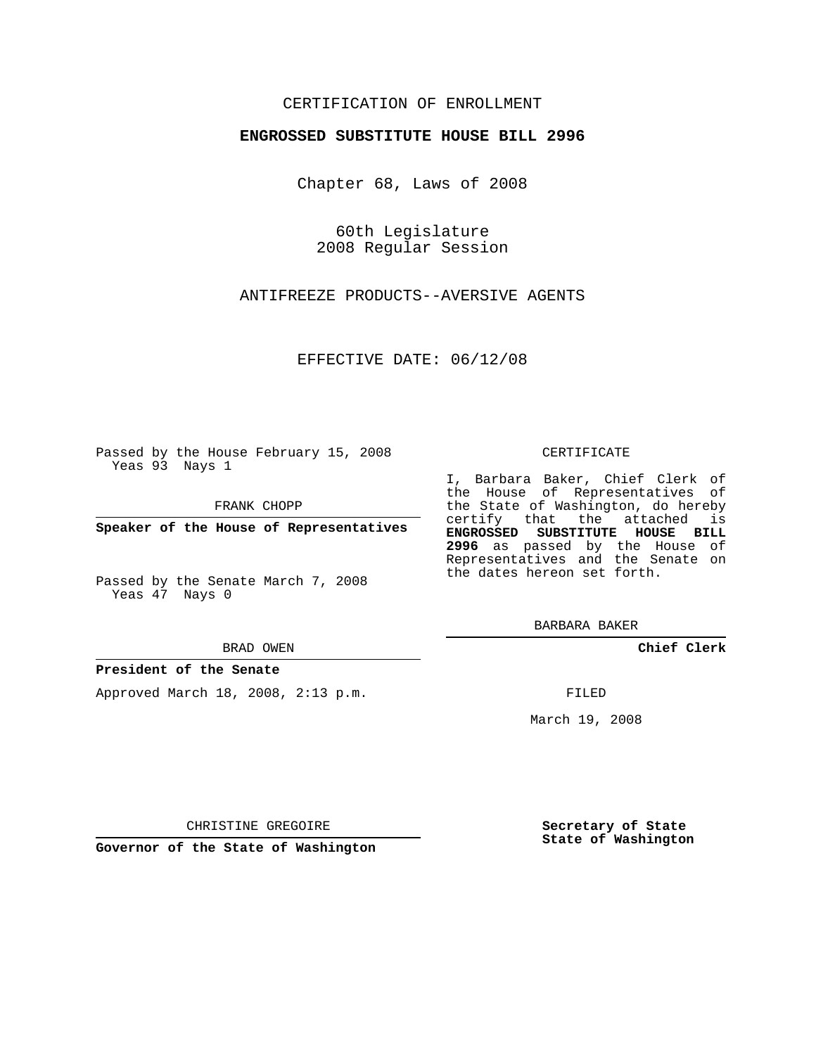CERTIFICATION OF ENROLLMENT

**ENGROSSED SUBSTITUTE HOUSE BILL 2996**

Chapter 68, Laws of 2008

60th Legislature
2008 Regular Session

ANTIFREEZE PRODUCTS--AVERSIVE AGENTS

EFFECTIVE DATE: 06/12/08

Passed by the House February 15, 2008
Yeas 93 Nays 1

FRANK CHOPP

**Speaker of the House of Representatives**

Passed by the Senate March 7, 2008
Yeas 47 Nays 0

BRAD OWEN

**President of the Senate**

Approved March 18, 2008, 2:13 p.m.

CHRISTINE GREGOIRE

**Governor of the State of Washington**

CERTIFICATE

I, Barbara Baker, Chief Clerk of the House of Representatives of the State of Washington, do hereby certify that the attached is **ENGROSSED SUBSTITUTE HOUSE BILL 2996** as passed by the House of Representatives and the Senate on the dates hereon set forth.

BARBARA BAKER

**Chief Clerk**

FILED

March 19, 2008

**Secretary of State**
**State of Washington**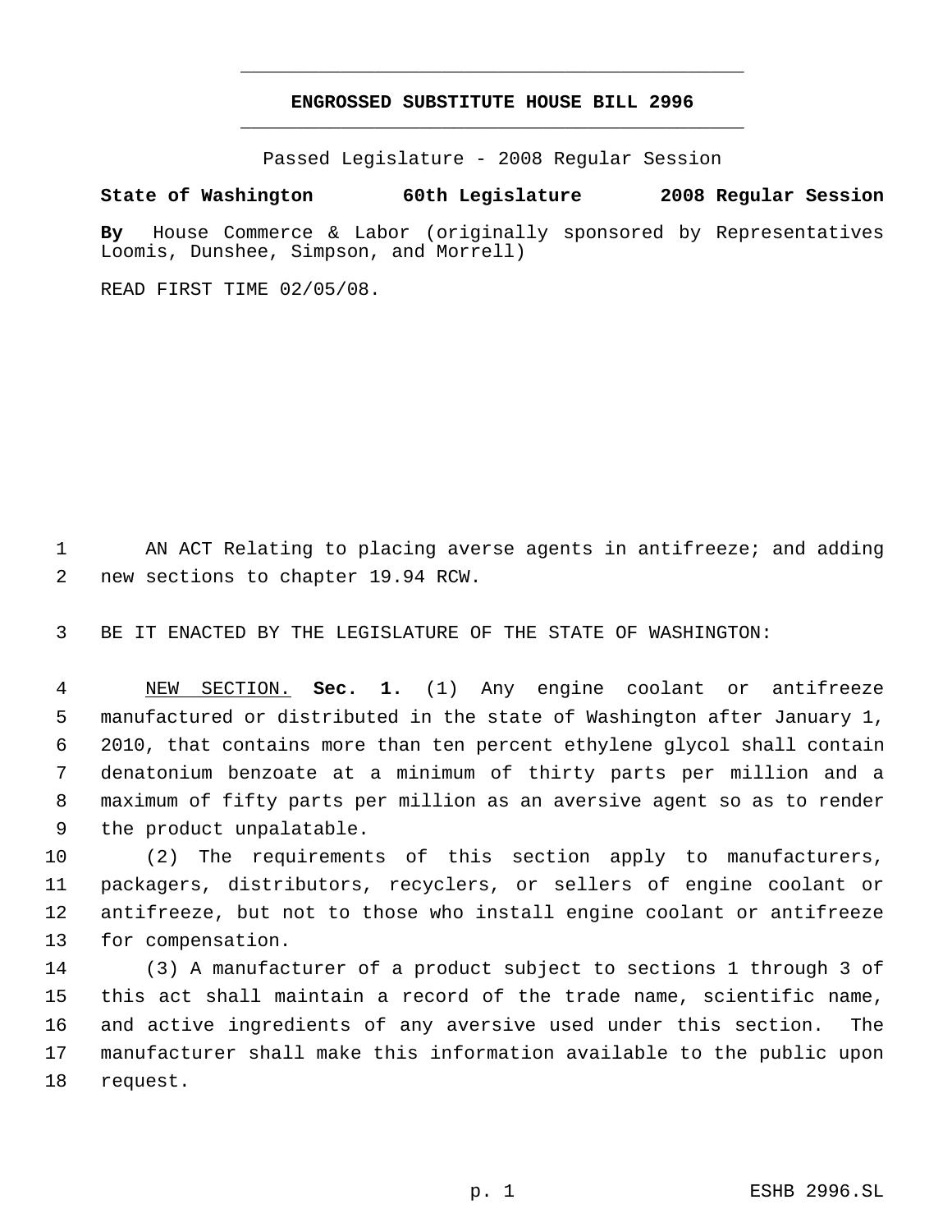# ENGROSSED SUBSTITUTE HOUSE BILL 2996

Passed Legislature - 2008 Regular Session

**State of Washington 60th Legislature 2008 Regular Session**

**By** House Commerce & Labor (originally sponsored by Representatives Loomis, Dunshee, Simpson, and Morrell)

READ FIRST TIME 02/05/08.

AN ACT Relating to placing averse agents in antifreeze; and adding new sections to chapter 19.94 RCW.

BE IT ENACTED BY THE LEGISLATURE OF THE STATE OF WASHINGTON:

NEW SECTION. **Sec. 1.** (1) Any engine coolant or antifreeze manufactured or distributed in the state of Washington after January 1, 2010, that contains more than ten percent ethylene glycol shall contain denatonium benzoate at a minimum of thirty parts per million and a maximum of fifty parts per million as an aversive agent so as to render the product unpalatable.

(2) The requirements of this section apply to manufacturers, packagers, distributors, recyclers, or sellers of engine coolant or antifreeze, but not to those who install engine coolant or antifreeze for compensation.

(3) A manufacturer of a product subject to sections 1 through 3 of this act shall maintain a record of the trade name, scientific name, and active ingredients of any aversive used under this section. The manufacturer shall make this information available to the public upon request.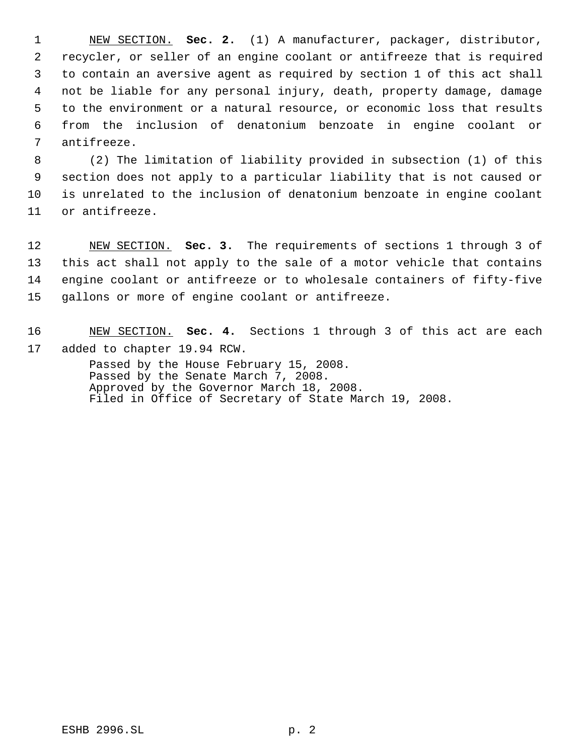NEW SECTION. **Sec. 2.** (1) A manufacturer, packager, distributor, recycler, or seller of an engine coolant or antifreeze that is required to contain an aversive agent as required by section 1 of this act shall not be liable for any personal injury, death, property damage, damage to the environment or a natural resource, or economic loss that results from the inclusion of denatonium benzoate in engine coolant or antifreeze.

(2) The limitation of liability provided in subsection (1) of this section does not apply to a particular liability that is not caused or is unrelated to the inclusion of denatonium benzoate in engine coolant or antifreeze.

NEW SECTION. **Sec. 3.** The requirements of sections 1 through 3 of this act shall not apply to the sale of a motor vehicle that contains engine coolant or antifreeze or to wholesale containers of fifty-five gallons or more of engine coolant or antifreeze.

NEW SECTION. **Sec. 4.** Sections 1 through 3 of this act are each added to chapter 19.94 RCW.

Passed by the House February 15, 2008.
Passed by the Senate March 7, 2008.
Approved by the Governor March 18, 2008.
Filed in Office of Secretary of State March 19, 2008.